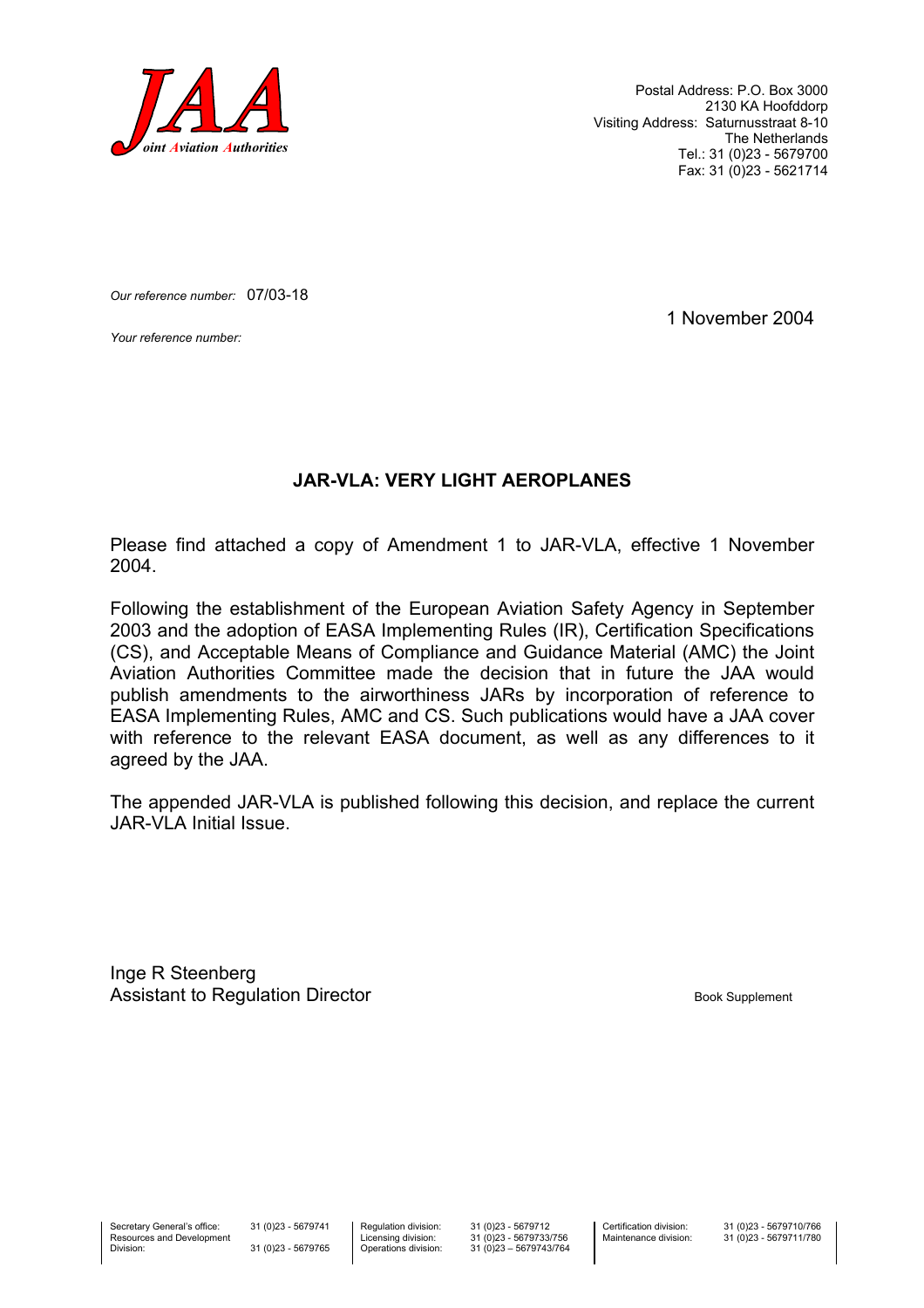JAA
Joint Aviation Authorities

Postal Address: P.O. Box 3000
2130 KA Hoofddorp
Visiting Address: Saturnusstraat 8-10
The Netherlands
Tel.: 31 (0)23 - 5679700
Fax: 31 (0)23 - 5621714

*Our reference number:* 07/03-18

*Your reference number:*

1 November 2004

## JAR-VLA: VERY LIGHT AEROPLANES

Please find attached a copy of Amendment 1 to JAR-VLA, effective 1 November 2004.

Following the establishment of the European Aviation Safety Agency in September 2003 and the adoption of EASA Implementing Rules (IR), Certification Specifications (CS), and Acceptable Means of Compliance and Guidance Material (AMC) the Joint Aviation Authorities Committee made the decision that in future the JAA would publish amendments to the airworthiness JARs by incorporation of reference to EASA Implementing Rules, AMC and CS. Such publications would have a JAA cover with reference to the relevant EASA document, as well as any differences to it agreed by the JAA.

The appended JAR-VLA is published following this decision, and replace the current JAR-VLA Initial Issue.

Inge R Steenberg
Assistant to Regulation Director

Book Supplement

| | | | | | |
|---|---|---|---|---|---|
| Secretary General's office: | 31 (0)23 - 5679741 | Regulation division: | 31 (0)23 - 5679712 | Certification division: | 31 (0)23 - 5679710/766 |
| Resources and Development Division: | 31 (0)23 - 5679765 | Licensing division: | 31 (0)23 - 5679733/756 | Maintenance division: | 31 (0)23 - 5679711/780 |
| | | Operations division: | 31 (0)23 – 5679743/764 | | |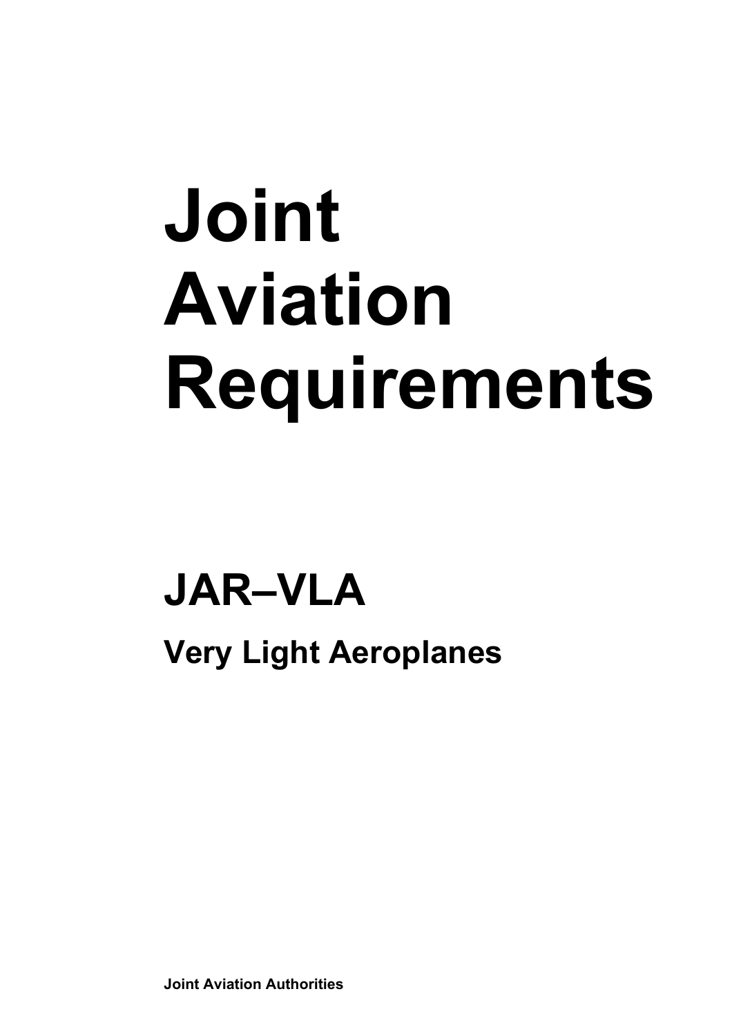# Joint Aviation Requirements

## JAR–VLA

### Very Light Aeroplanes

**Joint Aviation Authorities**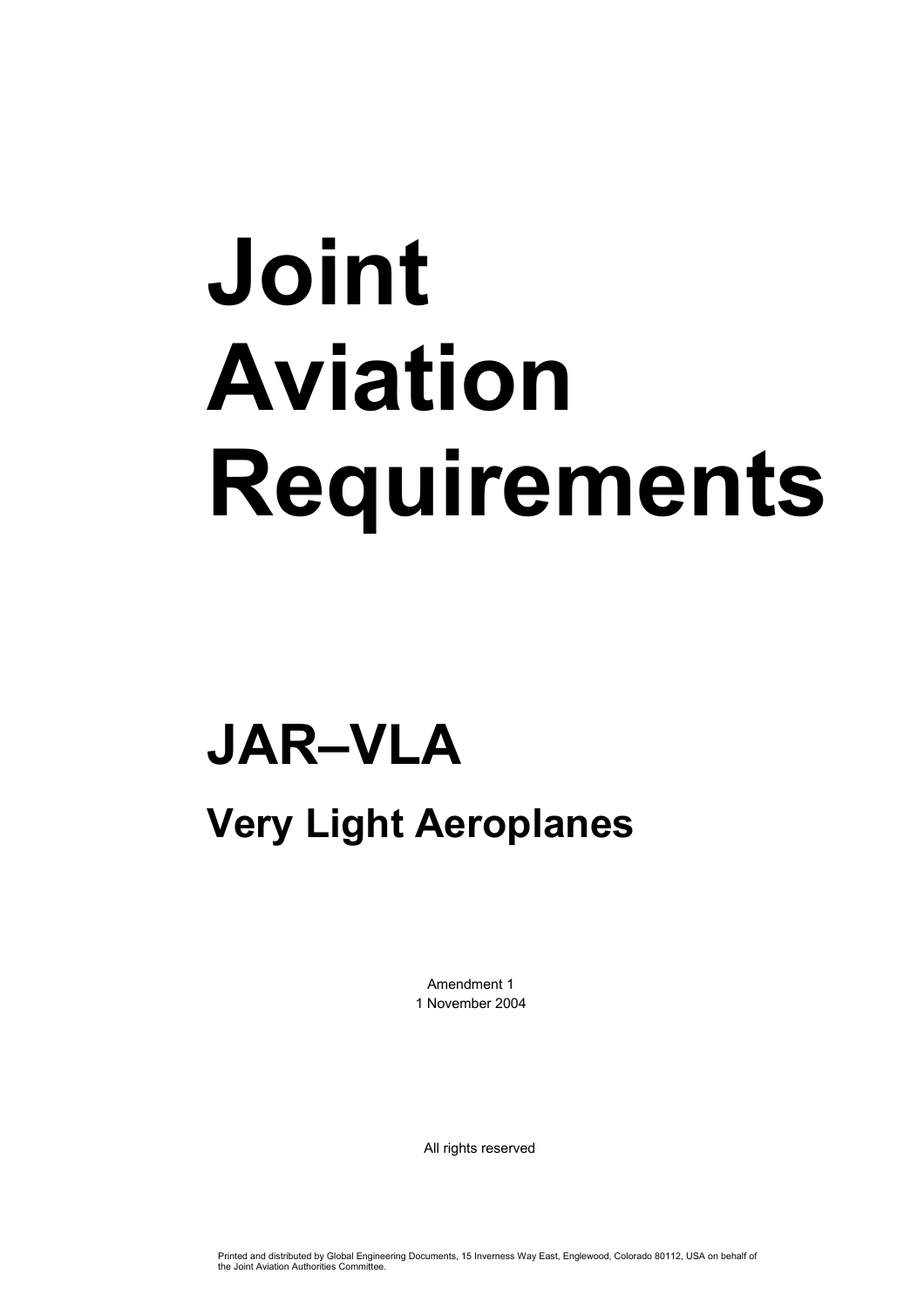# Joint Aviation Requirements

# JAR–VLA

## Very Light Aeroplanes

Amendment 1
1 November 2004

All rights reserved

Printed and distributed by Global Engineering Documents, 15 Inverness Way East, Englewood, Colorado 80112, USA on behalf of the Joint Aviation Authorities Committee.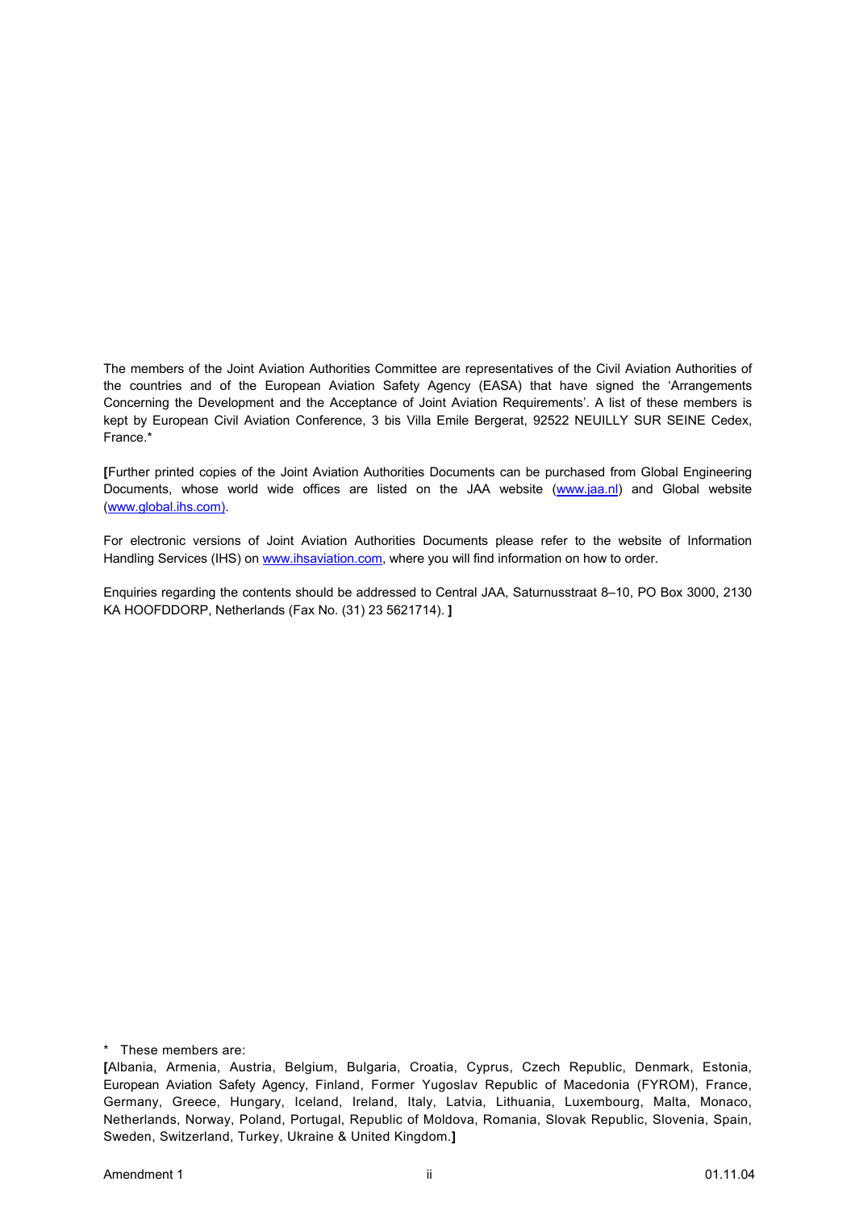The members of the Joint Aviation Authorities Committee are representatives of the Civil Aviation Authorities of the countries and of the European Aviation Safety Agency (EASA) that have signed the 'Arrangements Concerning the Development and the Acceptance of Joint Aviation Requirements'. A list of these members is kept by European Civil Aviation Conference, 3 bis Villa Emile Bergerat, 92522 NEUILLY SUR SEINE Cedex, France.*

**[**Further printed copies of the Joint Aviation Authorities Documents can be purchased from Global Engineering Documents, whose world wide offices are listed on the JAA website (www.jaa.nl) and Global website (www.global.ihs.com).

For electronic versions of Joint Aviation Authorities Documents please refer to the website of Information Handling Services (IHS) on www.ihsaviation.com, where you will find information on how to order.

Enquiries regarding the contents should be addressed to Central JAA, Saturnusstraat 8–10, PO Box 3000, 2130 KA HOOFDDORP, Netherlands (Fax No. (31) 23 5621714). **]**

\* These members are:

**[**Albania, Armenia, Austria, Belgium, Bulgaria, Croatia, Cyprus, Czech Republic, Denmark, Estonia, European Aviation Safety Agency, Finland, Former Yugoslav Republic of Macedonia (FYROM), France, Germany, Greece, Hungary, Iceland, Ireland, Italy, Latvia, Lithuania, Luxembourg, Malta, Monaco, Netherlands, Norway, Poland, Portugal, Republic of Moldova, Romania, Slovak Republic, Slovenia, Spain, Sweden, Switzerland, Turkey, Ukraine & United Kingdom.**]**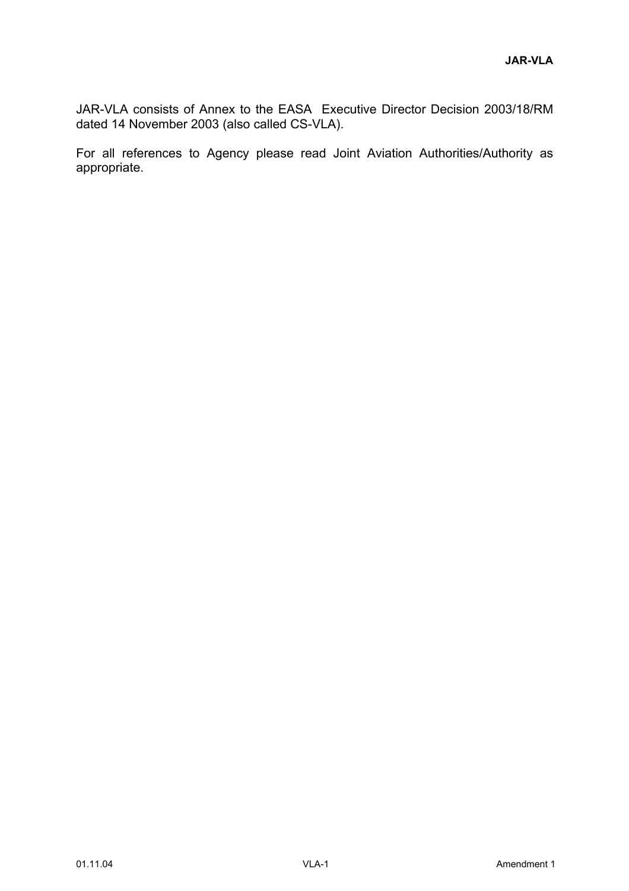JAR-VLA consists of Annex to the EASA Executive Director Decision 2003/18/RM dated 14 November 2003 (also called CS-VLA).

For all references to Agency please read Joint Aviation Authorities/Authority as appropriate.